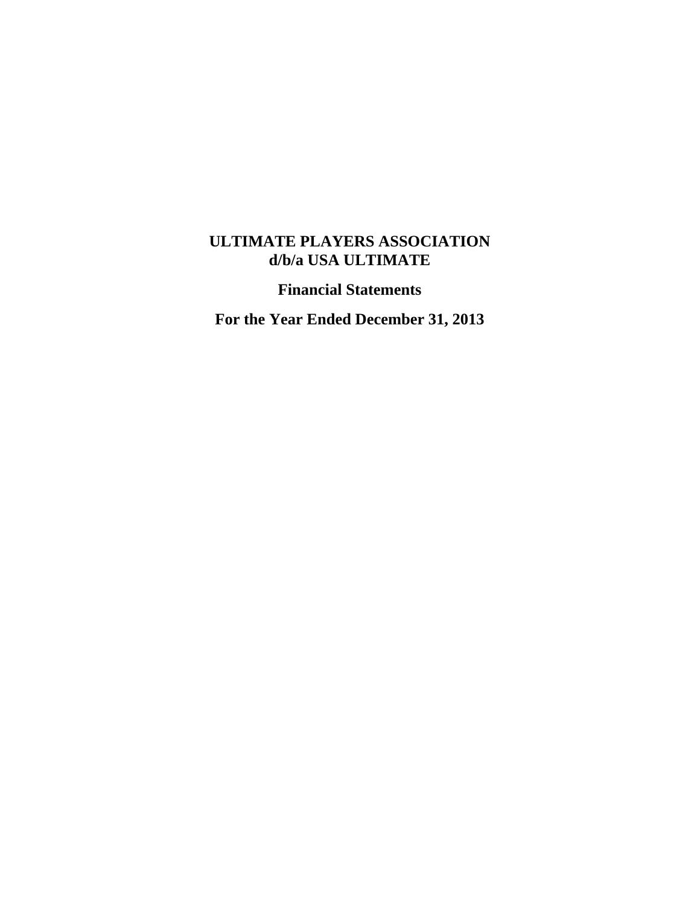# ULTIMATE PLAYERS ASSOCIATION
# d/b/a USA ULTIMATE

## Financial Statements

## For the Year Ended December 31, 2013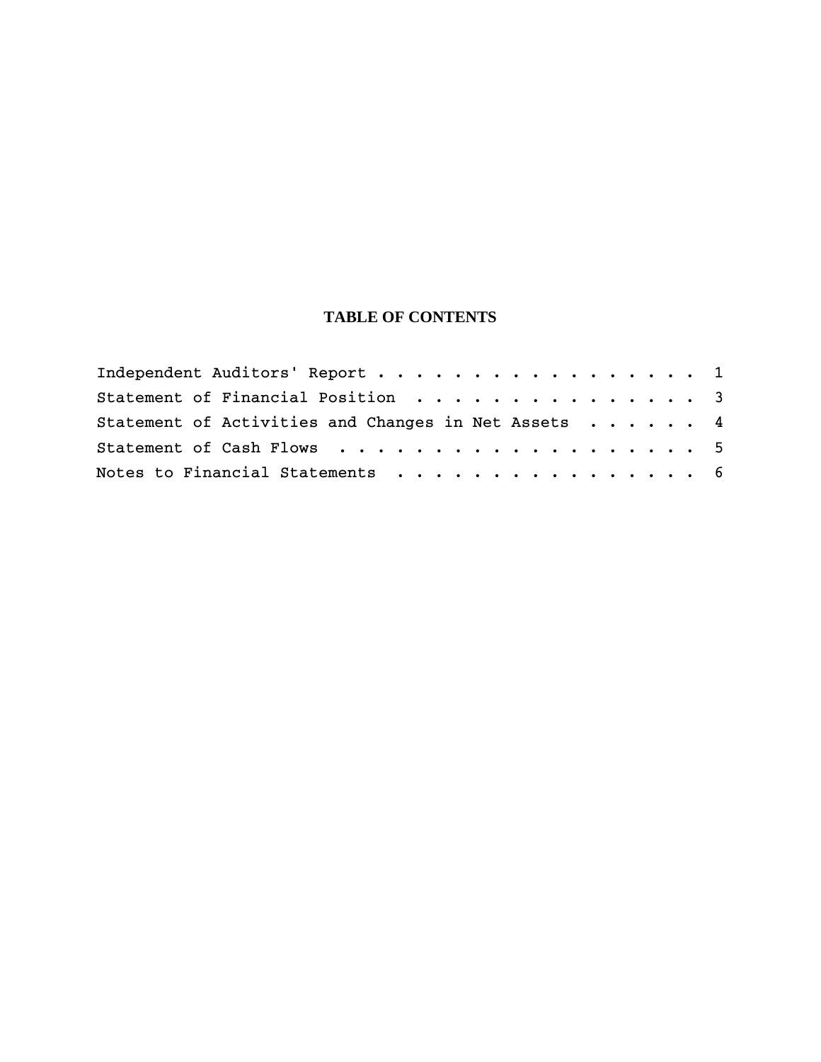# TABLE OF CONTENTS

| | |
|---|---|
| Independent Auditors' Report | 1 |
| Statement of Financial Position | 3 |
| Statement of Activities and Changes in Net Assets | 4 |
| Statement of Cash Flows | 5 |
| Notes to Financial Statements | 6 |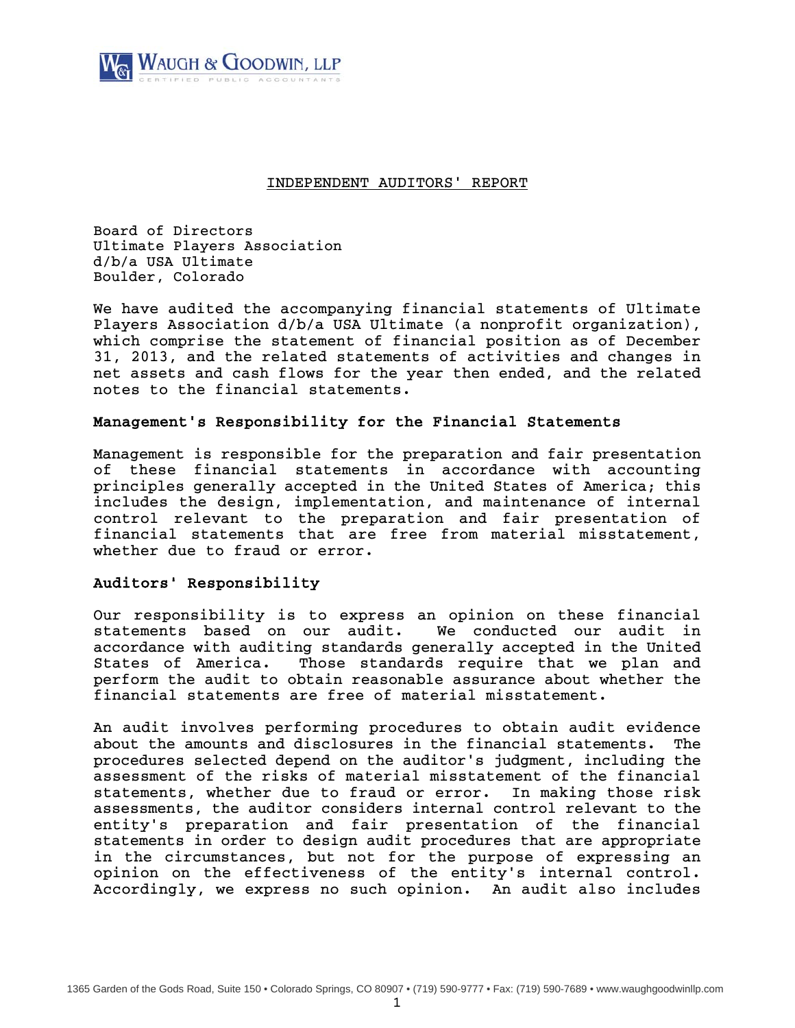WAUGH & GOODWIN, LLP

CERTIFIED PUBLIC ACCOUNTANTS

INDEPENDENT AUDITORS' REPORT

Board of Directors
Ultimate Players Association
d/b/a USA Ultimate
Boulder, Colorado

We have audited the accompanying financial statements of Ultimate Players Association d/b/a USA Ultimate (a nonprofit organization), which comprise the statement of financial position as of December 31, 2013, and the related statements of activities and changes in net assets and cash flows for the year then ended, and the related notes to the financial statements.

**Management's Responsibility for the Financial Statements**

Management is responsible for the preparation and fair presentation of these financial statements in accordance with accounting principles generally accepted in the United States of America; this includes the design, implementation, and maintenance of internal control relevant to the preparation and fair presentation of financial statements that are free from material misstatement, whether due to fraud or error.

**Auditors' Responsibility**

Our responsibility is to express an opinion on these financial statements based on our audit. We conducted our audit in accordance with auditing standards generally accepted in the United States of America. Those standards require that we plan and perform the audit to obtain reasonable assurance about whether the financial statements are free of material misstatement.

An audit involves performing procedures to obtain audit evidence about the amounts and disclosures in the financial statements. The procedures selected depend on the auditor's judgment, including the assessment of the risks of material misstatement of the financial statements, whether due to fraud or error. In making those risk assessments, the auditor considers internal control relevant to the entity's preparation and fair presentation of the financial statements in order to design audit procedures that are appropriate in the circumstances, but not for the purpose of expressing an opinion on the effectiveness of the entity's internal control. Accordingly, we express no such opinion. An audit also includes

1365 Garden of the Gods Road, Suite 150 • Colorado Springs, CO 80907 • (719) 590-9777 • Fax: (719) 590-7689 • www.waughgoodwinllp.com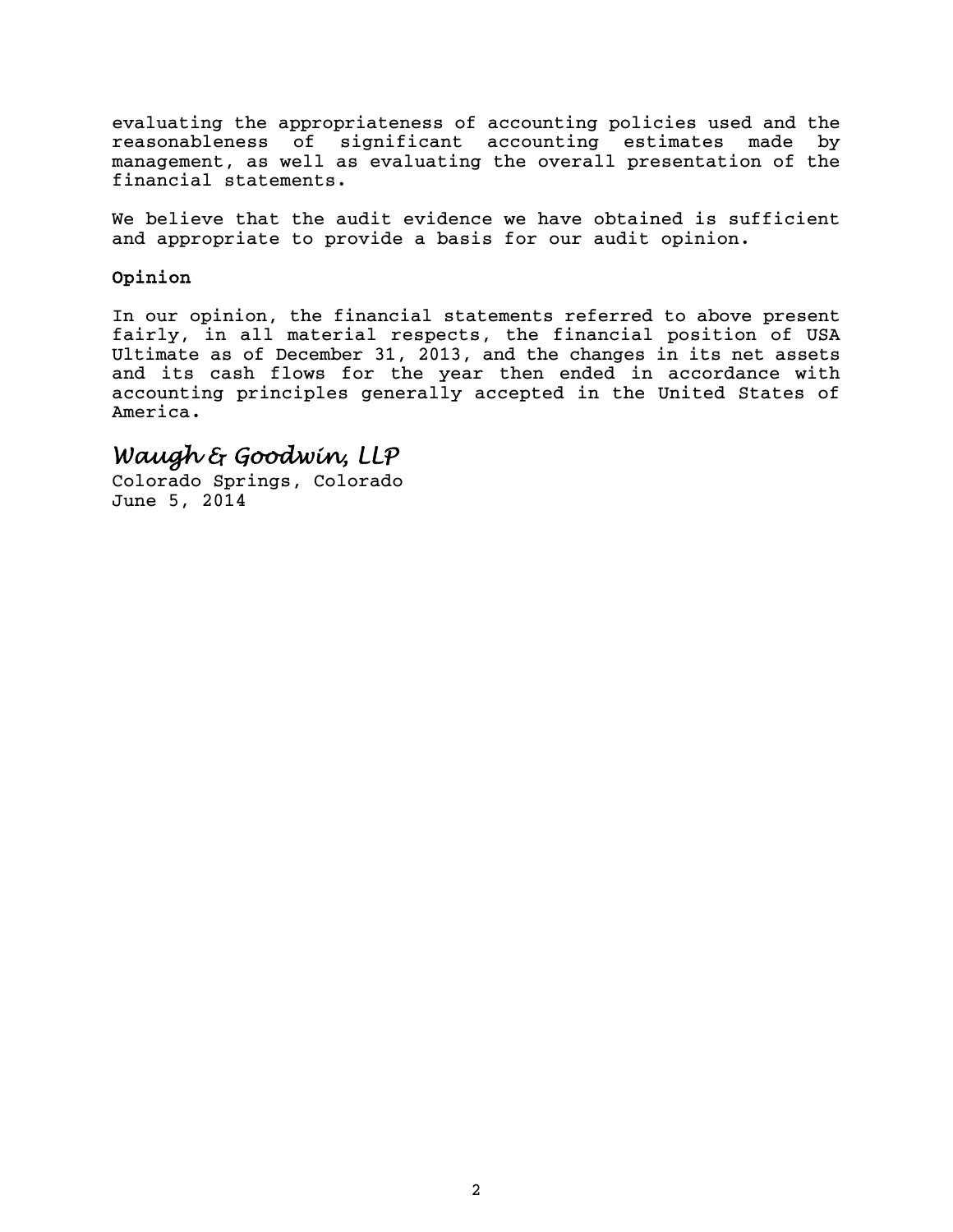evaluating the appropriateness of accounting policies used and the reasonableness of significant accounting estimates made by management, as well as evaluating the overall presentation of the financial statements.

We believe that the audit evidence we have obtained is sufficient and appropriate to provide a basis for our audit opinion.

**Opinion**

In our opinion, the financial statements referred to above present fairly, in all material respects, the financial position of USA Ultimate as of December 31, 2013, and the changes in its net assets and its cash flows for the year then ended in accordance with accounting principles generally accepted in the United States of America.

*Waugh & Goodwin, LLP*
Colorado Springs, Colorado
June 5, 2014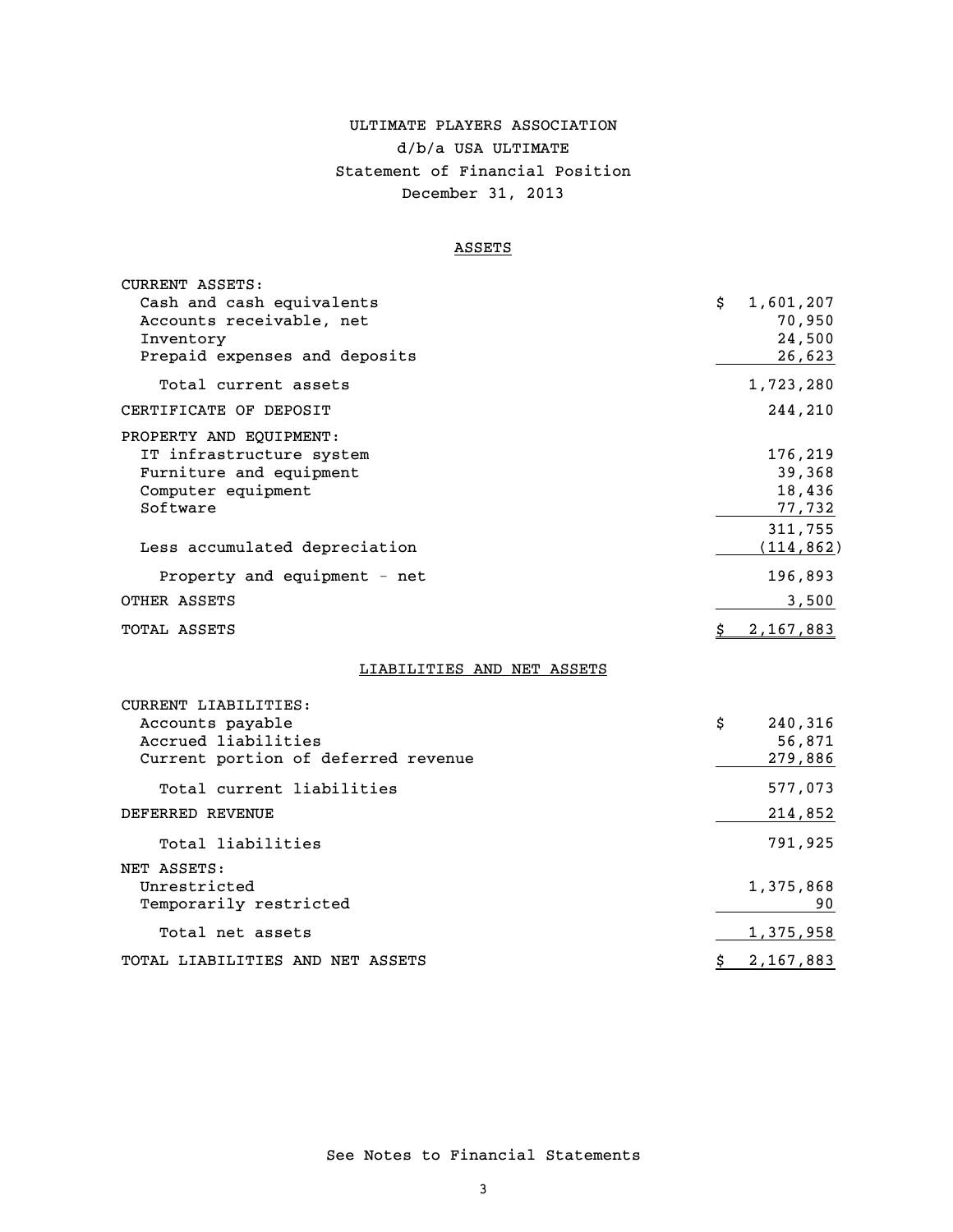# ULTIMATE PLAYERS ASSOCIATION

## d/b/a USA ULTIMATE

## Statement of Financial Position

## December 31, 2013

### ASSETS

| | |
|---|---|
| CURRENT ASSETS: | |
| Cash and cash equivalents | $ 1,601,207 |
| Accounts receivable, net | 70,950 |
| Inventory | 24,500 |
| Prepaid expenses and deposits | 26,623 |
| Total current assets | 1,723,280 |
| CERTIFICATE OF DEPOSIT | 244,210 |
| PROPERTY AND EQUIPMENT: | |
| IT infrastructure system | 176,219 |
| Furniture and equipment | 39,368 |
| Computer equipment | 18,436 |
| Software | 77,732 |
| | 311,755 |
| Less accumulated depreciation | (114,862) |
| Property and equipment - net | 196,893 |
| OTHER ASSETS | 3,500 |
| TOTAL ASSETS | $ 2,167,883 |

### LIABILITIES AND NET ASSETS

| | |
|---|---|
| CURRENT LIABILITIES: | |
| Accounts payable | $ 240,316 |
| Accrued liabilities | 56,871 |
| Current portion of deferred revenue | 279,886 |
| Total current liabilities | 577,073 |
| DEFERRED REVENUE | 214,852 |
| Total liabilities | 791,925 |
| NET ASSETS: | |
| Unrestricted | 1,375,868 |
| Temporarily restricted | 90 |
| Total net assets | 1,375,958 |
| TOTAL LIABILITIES AND NET ASSETS | $ 2,167,883 |

See Notes to Financial Statements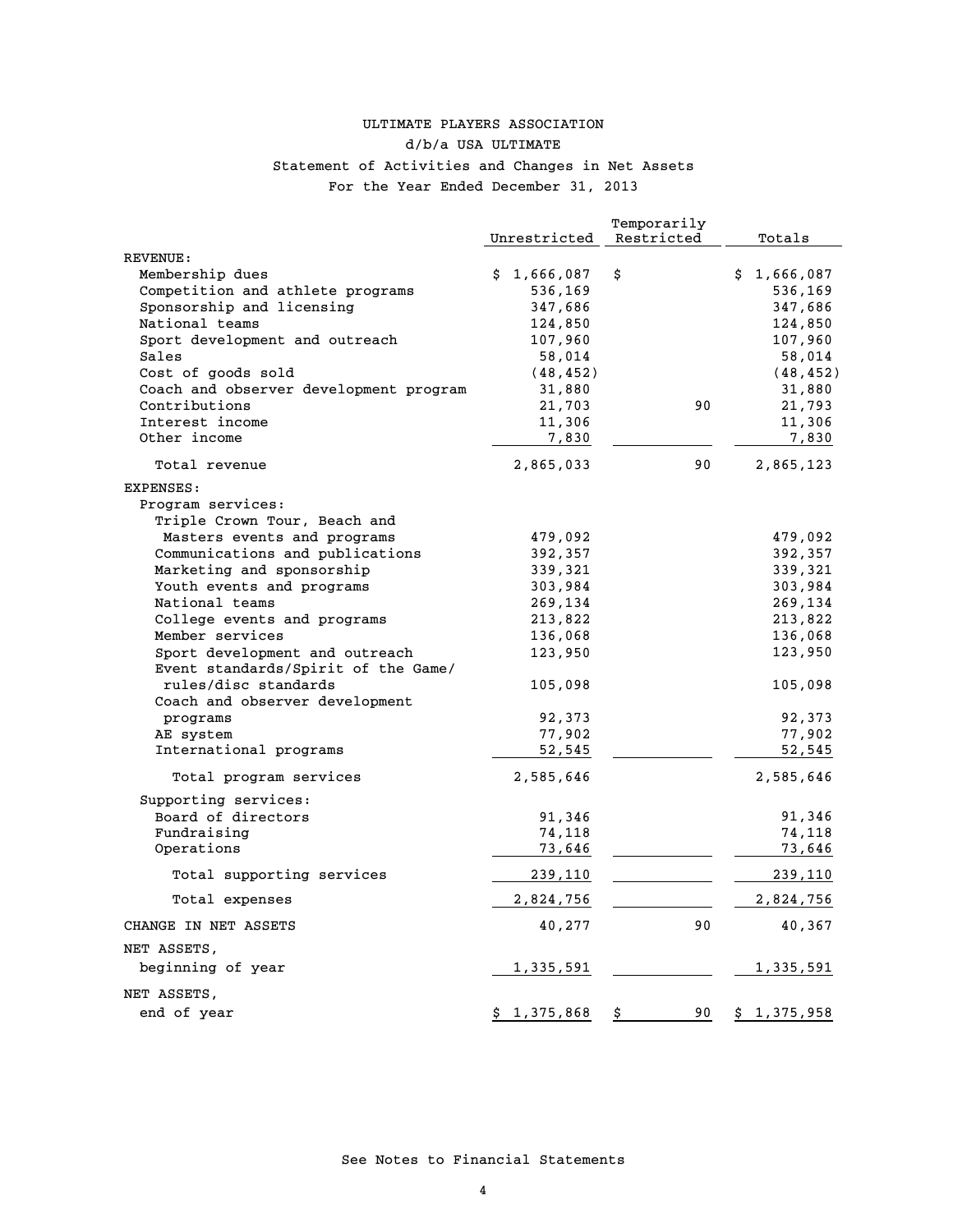# ULTIMATE PLAYERS ASSOCIATION

## d/b/a USA ULTIMATE

### Statement of Activities and Changes in Net Assets

### For the Year Ended December 31, 2013

| | Unrestricted | Temporarily Restricted | Totals |
|---|---|---|---|
| REVENUE: | | | |
| Membership dues | $ 1,666,087 | $ | $ 1,666,087 |
| Competition and athlete programs | 536,169 | | 536,169 |
| Sponsorship and licensing | 347,686 | | 347,686 |
| National teams | 124,850 | | 124,850 |
| Sport development and outreach | 107,960 | | 107,960 |
| Sales | 58,014 | | 58,014 |
| Cost of goods sold | (48,452) | | (48,452) |
| Coach and observer development program | 31,880 | | 31,880 |
| Contributions | 21,703 | 90 | 21,793 |
| Interest income | 11,306 | | 11,306 |
| Other income | 7,830 | | 7,830 |
| Total revenue | 2,865,033 | 90 | 2,865,123 |
| EXPENSES: | | | |
| Program services: | | | |
| Triple Crown Tour, Beach and Masters events and programs | 479,092 | | 479,092 |
| Communications and publications | 392,357 | | 392,357 |
| Marketing and sponsorship | 339,321 | | 339,321 |
| Youth events and programs | 303,984 | | 303,984 |
| National teams | 269,134 | | 269,134 |
| College events and programs | 213,822 | | 213,822 |
| Member services | 136,068 | | 136,068 |
| Sport development and outreach | 123,950 | | 123,950 |
| Event standards/Spirit of the Game/ rules/disc standards | 105,098 | | 105,098 |
| Coach and observer development programs | 92,373 | | 92,373 |
| AE system | 77,902 | | 77,902 |
| International programs | 52,545 | | 52,545 |
| Total program services | 2,585,646 | | 2,585,646 |
| Supporting services: | | | |
| Board of directors | 91,346 | | 91,346 |
| Fundraising | 74,118 | | 74,118 |
| Operations | 73,646 | | 73,646 |
| Total supporting services | 239,110 | | 239,110 |
| Total expenses | 2,824,756 | | 2,824,756 |
| CHANGE IN NET ASSETS | 40,277 | 90 | 40,367 |
| NET ASSETS, beginning of year | 1,335,591 | | 1,335,591 |
| NET ASSETS, end of year | $ 1,375,868 | $ 90 | $ 1,375,958 |

See Notes to Financial Statements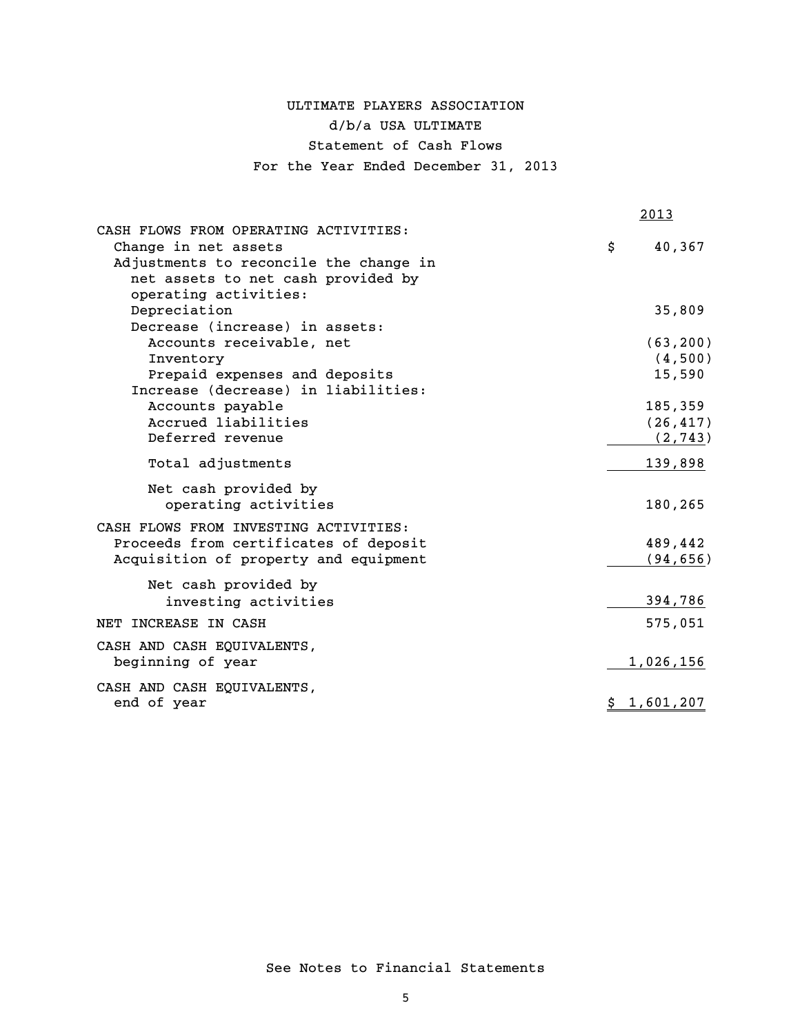# ULTIMATE PLAYERS ASSOCIATION

## d/b/a USA ULTIMATE

## Statement of Cash Flows

## For the Year Ended December 31, 2013

| | 2013 |
|---|---|
| CASH FLOWS FROM OPERATING ACTIVITIES: | |
| Change in net assets | $ 40,367 |
| Adjustments to reconcile the change in net assets to net cash provided by operating activities: | |
| Depreciation | 35,809 |
| Decrease (increase) in assets: | |
| Accounts receivable, net | (63,200) |
| Inventory | (4,500) |
| Prepaid expenses and deposits | 15,590 |
| Increase (decrease) in liabilities: | |
| Accounts payable | 185,359 |
| Accrued liabilities | (26,417) |
| Deferred revenue | (2,743) |
| Total adjustments | 139,898 |
| Net cash provided by operating activities | 180,265 |
| CASH FLOWS FROM INVESTING ACTIVITIES: | |
| Proceeds from certificates of deposit | 489,442 |
| Acquisition of property and equipment | (94,656) |
| Net cash provided by investing activities | 394,786 |
| NET INCREASE IN CASH | 575,051 |
| CASH AND CASH EQUIVALENTS, beginning of year | 1,026,156 |
| CASH AND CASH EQUIVALENTS, end of year | $ 1,601,207 |

See Notes to Financial Statements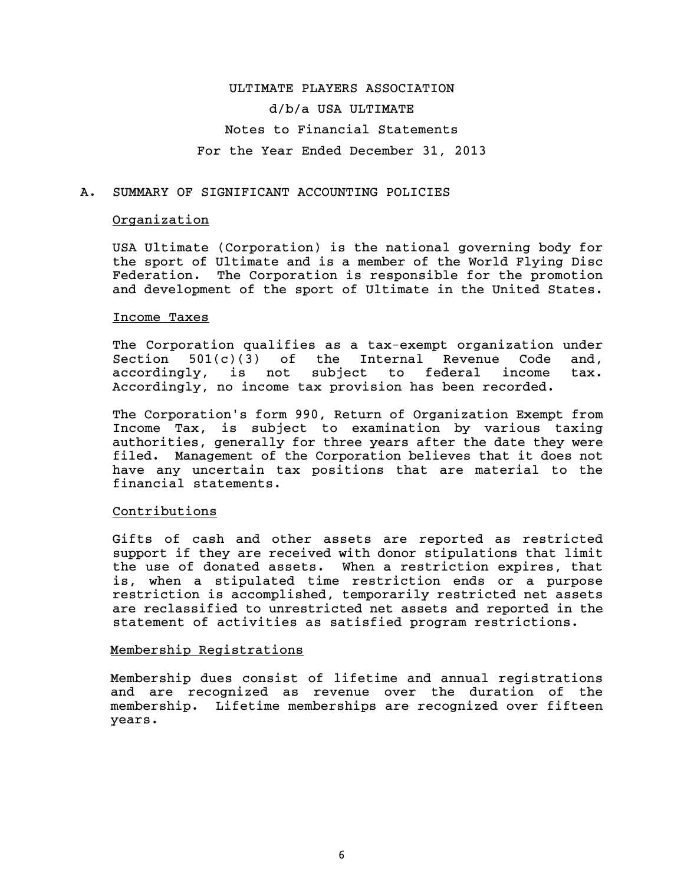# ULTIMATE PLAYERS ASSOCIATION

## d/b/a USA ULTIMATE

## Notes to Financial Statements

## For the Year Ended December 31, 2013

## A. SUMMARY OF SIGNIFICANT ACCOUNTING POLICIES

### Organization

USA Ultimate (Corporation) is the national governing body for the sport of Ultimate and is a member of the World Flying Disc Federation. The Corporation is responsible for the promotion and development of the sport of Ultimate in the United States.

### Income Taxes

The Corporation qualifies as a tax-exempt organization under Section 501(c)(3) of the Internal Revenue Code and, accordingly, is not subject to federal income tax. Accordingly, no income tax provision has been recorded.

The Corporation's form 990, Return of Organization Exempt from Income Tax, is subject to examination by various taxing authorities, generally for three years after the date they were filed. Management of the Corporation believes that it does not have any uncertain tax positions that are material to the financial statements.

### Contributions

Gifts of cash and other assets are reported as restricted support if they are received with donor stipulations that limit the use of donated assets. When a restriction expires, that is, when a stipulated time restriction ends or a purpose restriction is accomplished, temporarily restricted net assets are reclassified to unrestricted net assets and reported in the statement of activities as satisfied program restrictions.

### Membership Registrations

Membership dues consist of lifetime and annual registrations and are recognized as revenue over the duration of the membership. Lifetime memberships are recognized over fifteen years.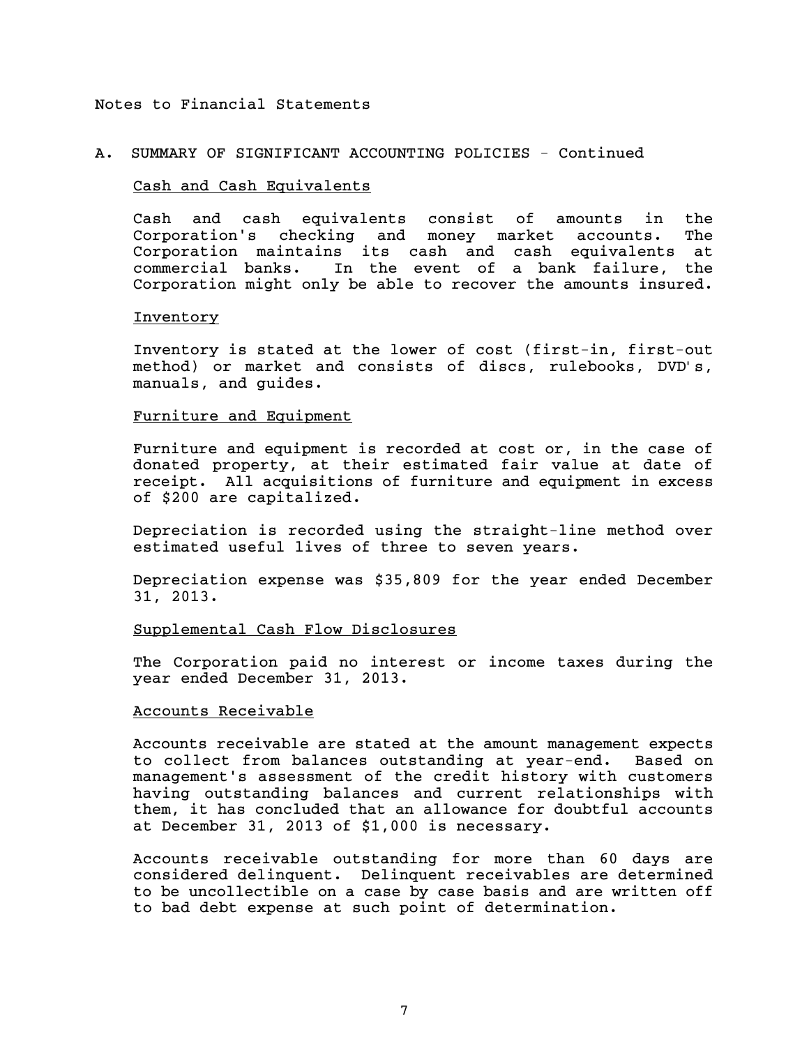Notes to Financial Statements

## A. SUMMARY OF SIGNIFICANT ACCOUNTING POLICIES - Continued

### Cash and Cash Equivalents

Cash and cash equivalents consist of amounts in the Corporation's checking and money market accounts. The Corporation maintains its cash and cash equivalents at commercial banks. In the event of a bank failure, the Corporation might only be able to recover the amounts insured.

### Inventory

Inventory is stated at the lower of cost (first-in, first-out method) or market and consists of discs, rulebooks, DVD's, manuals, and guides.

### Furniture and Equipment

Furniture and equipment is recorded at cost or, in the case of donated property, at their estimated fair value at date of receipt. All acquisitions of furniture and equipment in excess of $200 are capitalized.

Depreciation is recorded using the straight-line method over estimated useful lives of three to seven years.

Depreciation expense was $35,809 for the year ended December 31, 2013.

### Supplemental Cash Flow Disclosures

The Corporation paid no interest or income taxes during the year ended December 31, 2013.

### Accounts Receivable

Accounts receivable are stated at the amount management expects to collect from balances outstanding at year-end. Based on management's assessment of the credit history with customers having outstanding balances and current relationships with them, it has concluded that an allowance for doubtful accounts at December 31, 2013 of $1,000 is necessary.

Accounts receivable outstanding for more than 60 days are considered delinquent. Delinquent receivables are determined to be uncollectible on a case by case basis and are written off to bad debt expense at such point of determination.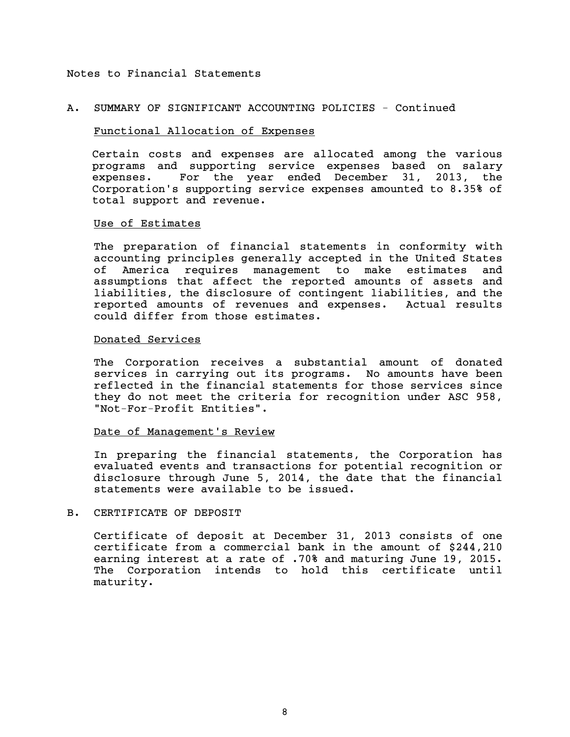Notes to Financial Statements

## A. SUMMARY OF SIGNIFICANT ACCOUNTING POLICIES - Continued

### Functional Allocation of Expenses

Certain costs and expenses are allocated among the various programs and supporting service expenses based on salary expenses. For the year ended December 31, 2013, the Corporation's supporting service expenses amounted to 8.35% of total support and revenue.

### Use of Estimates

The preparation of financial statements in conformity with accounting principles generally accepted in the United States of America requires management to make estimates and assumptions that affect the reported amounts of assets and liabilities, the disclosure of contingent liabilities, and the reported amounts of revenues and expenses. Actual results could differ from those estimates.

### Donated Services

The Corporation receives a substantial amount of donated services in carrying out its programs. No amounts have been reflected in the financial statements for those services since they do not meet the criteria for recognition under ASC 958, "Not-For-Profit Entities".

### Date of Management's Review

In preparing the financial statements, the Corporation has evaluated events and transactions for potential recognition or disclosure through June 5, 2014, the date that the financial statements were available to be issued.

## B. CERTIFICATE OF DEPOSIT

Certificate of deposit at December 31, 2013 consists of one certificate from a commercial bank in the amount of $244,210 earning interest at a rate of .70% and maturing June 19, 2015. The Corporation intends to hold this certificate until maturity.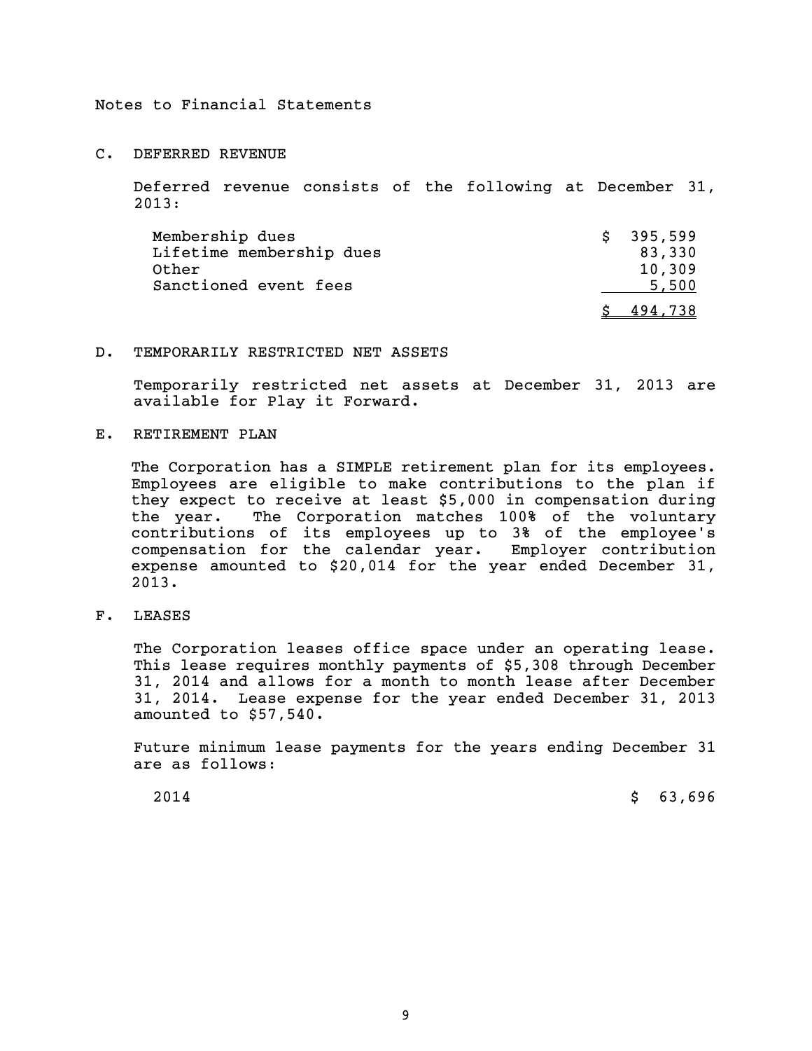Notes to Financial Statements

## C. DEFERRED REVENUE

Deferred revenue consists of the following at December 31, 2013:

| | |
|---|---|
| Membership dues | $ 395,599 |
| Lifetime membership dues | 83,330 |
| Other | 10,309 |
| Sanctioned event fees | 5,500 |
| | $ 494,738 |

## D. TEMPORARILY RESTRICTED NET ASSETS

Temporarily restricted net assets at December 31, 2013 are available for Play it Forward.

## E. RETIREMENT PLAN

The Corporation has a SIMPLE retirement plan for its employees. Employees are eligible to make contributions to the plan if they expect to receive at least $5,000 in compensation during the year. The Corporation matches 100% of the voluntary contributions of its employees up to 3% of the employee's compensation for the calendar year. Employer contribution expense amounted to $20,014 for the year ended December 31, 2013.

## F. LEASES

The Corporation leases office space under an operating lease. This lease requires monthly payments of $5,308 through December 31, 2014 and allows for a month to month lease after December 31, 2014. Lease expense for the year ended December 31, 2013 amounted to $57,540.

Future minimum lease payments for the years ending December 31 are as follows:

| | |
|---|---|
| 2014 | $ 63,696 |